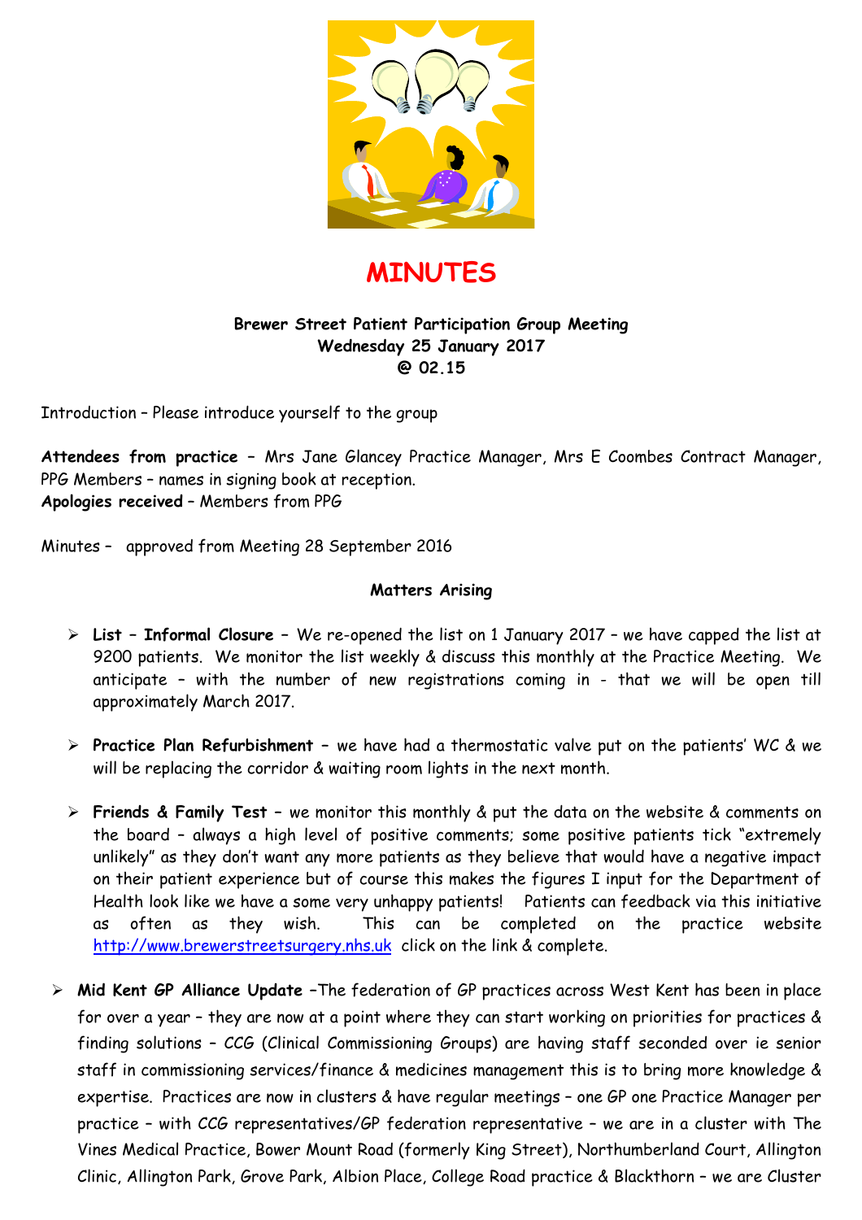# MINUTES

**Brewer Street Patient Participation Group Meeting**
**Wednesday 25 January 2017**
**@ 02.15**

Introduction – Please introduce yourself to the group

**Attendees from practice** – Mrs Jane Glancey Practice Manager, Mrs E Coombes Contract Manager, PPG Members – names in signing book at reception.
**Apologies received** – Members from PPG

Minutes – approved from Meeting 28 September 2016

**Matters Arising**

- **List – Informal Closure** – We re-opened the list on 1 January 2017 – we have capped the list at 9200 patients. We monitor the list weekly & discuss this monthly at the Practice Meeting. We anticipate – with the number of new registrations coming in - that we will be open till approximately March 2017.

- **Practice Plan Refurbishment** – we have had a thermostatic valve put on the patients' WC & we will be replacing the corridor & waiting room lights in the next month.

- **Friends & Family Test** – we monitor this monthly & put the data on the website & comments on the board – always a high level of positive comments; some positive patients tick "extremely unlikely" as they don't want any more patients as they believe that would have a negative impact on their patient experience but of course this makes the figures I input for the Department of Health look like we have a some very unhappy patients! Patients can feedback via this initiative as often as they wish. This can be completed on the practice website http://www.brewerstreetsurgery.nhs.uk click on the link & complete.

- **Mid Kent GP Alliance Update** –The federation of GP practices across West Kent has been in place for over a year – they are now at a point where they can start working on priorities for practices & finding solutions – CCG (Clinical Commissioning Groups) are having staff seconded over ie senior staff in commissioning services/finance & medicines management this is to bring more knowledge & expertise. Practices are now in clusters & have regular meetings – one GP one Practice Manager per practice – with CCG representatives/GP federation representative – we are in a cluster with The Vines Medical Practice, Bower Mount Road (formerly King Street), Northumberland Court, Allington Clinic, Allington Park, Grove Park, Albion Place, College Road practice & Blackthorn – we are Cluster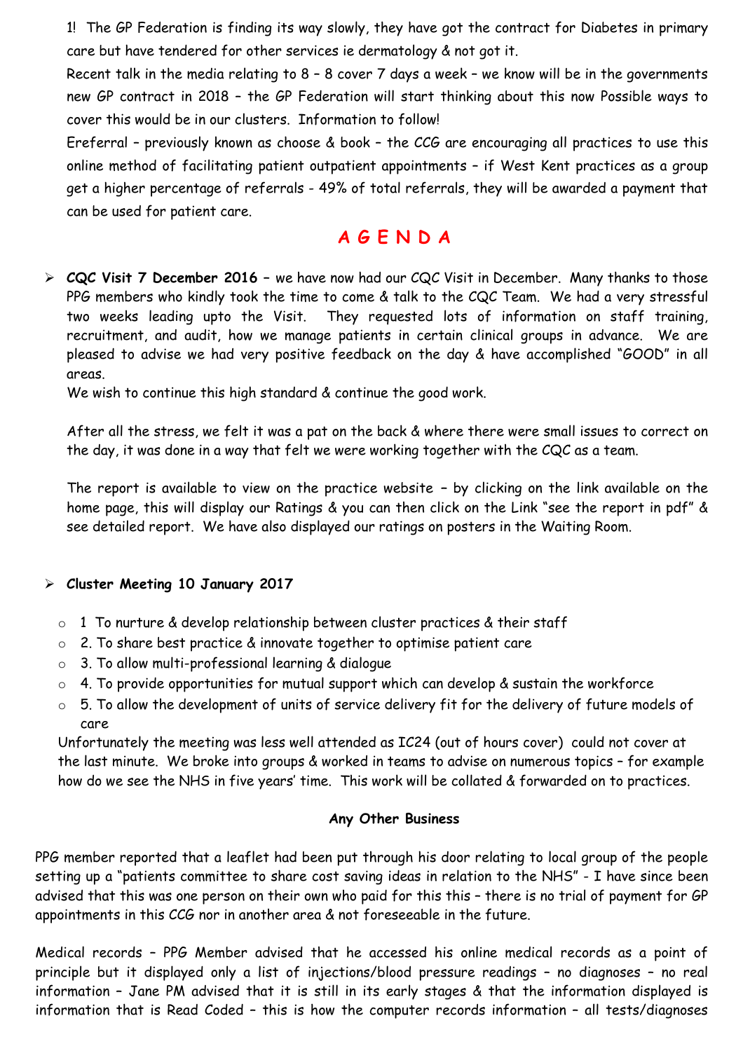1! The GP Federation is finding its way slowly, they have got the contract for Diabetes in primary care but have tendered for other services ie dermatology & not got it.

Recent talk in the media relating to 8 – 8 cover 7 days a week – we know will be in the governments new GP contract in 2018 – the GP Federation will start thinking about this now Possible ways to cover this would be in our clusters. Information to follow!

Ereferral – previously known as choose & book – the CCG are encouraging all practices to use this online method of facilitating patient outpatient appointments – if West Kent practices as a group get a higher percentage of referrals - 49% of total referrals, they will be awarded a payment that can be used for patient care.

## A G E N D A

- ***CQC Visit 7 December 2016*** – we have now had our CQC Visit in December. Many thanks to those PPG members who kindly took the time to come & talk to the CQC Team. We had a very stressful two weeks leading upto the Visit. They requested lots of information on staff training, recruitment, and audit, how we manage patients in certain clinical groups in advance. We are pleased to advise we had very positive feedback on the day & have accomplished "GOOD" in all areas.

  We wish to continue this high standard & continue the good work.

  After all the stress, we felt it was a pat on the back & where there were small issues to correct on the day, it was done in a way that felt we were working together with the CQC as a team.

  The report is available to view on the practice website – by clicking on the link available on the home page, this will display our Ratings & you can then click on the Link "see the report in pdf" & see detailed report. We have also displayed our ratings on posters in the Waiting Room.

- **Cluster Meeting 10 January 2017**

  - 1 To nurture & develop relationship between cluster practices & their staff
  - 2. To share best practice & innovate together to optimise patient care
  - 3. To allow multi-professional learning & dialogue
  - 4. To provide opportunities for mutual support which can develop & sustain the workforce
  - 5. To allow the development of units of service delivery fit for the delivery of future models of care

  Unfortunately the meeting was less well attended as IC24 (out of hours cover) could not cover at the last minute. We broke into groups & worked in teams to advise on numerous topics – for example how do we see the NHS in five years' time. This work will be collated & forwarded on to practices.

**Any Other Business**

PPG member reported that a leaflet had been put through his door relating to local group of the people setting up a "patients committee to share cost saving ideas in relation to the NHS" - I have since been advised that this was one person on their own who paid for this this – there is no trial of payment for GP appointments in this CCG nor in another area & not foreseeable in the future.

Medical records – PPG Member advised that he accessed his online medical records as a point of principle but it displayed only a list of injections/blood pressure readings – no diagnoses – no real information – Jane PM advised that it is still in its early stages & that the information displayed is information that is Read Coded – this is how the computer records information – all tests/diagnoses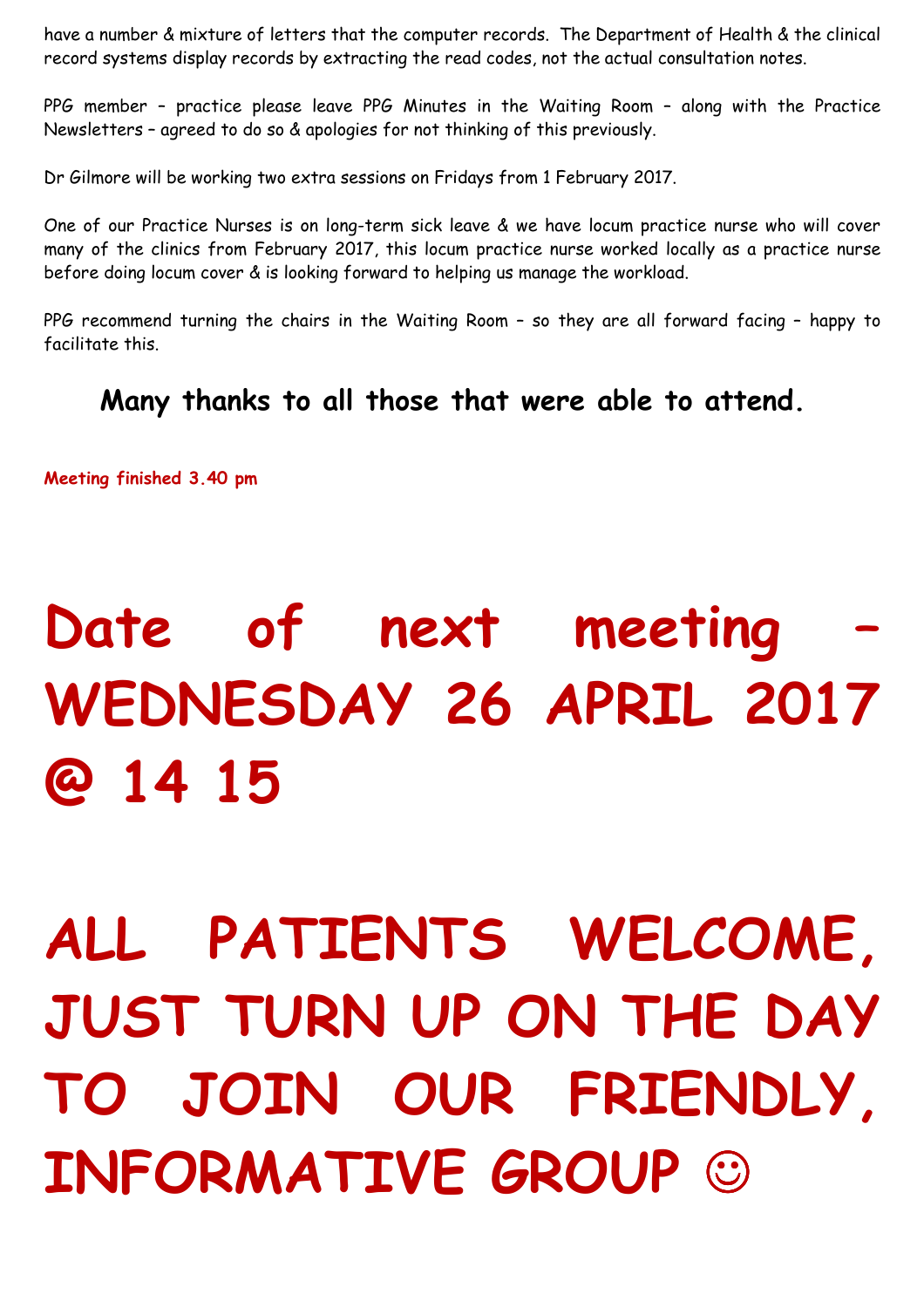have a number & mixture of letters that the computer records. The Department of Health & the clinical record systems display records by extracting the read codes, not the actual consultation notes.

PPG member – practice please leave PPG Minutes in the Waiting Room – along with the Practice Newsletters – agreed to do so & apologies for not thinking of this previously.

Dr Gilmore will be working two extra sessions on Fridays from 1 February 2017.

One of our Practice Nurses is on long-term sick leave & we have locum practice nurse who will cover many of the clinics from February 2017, this locum practice nurse worked locally as a practice nurse before doing locum cover & is looking forward to helping us manage the workload.

PPG recommend turning the chairs in the Waiting Room – so they are all forward facing – happy to facilitate this.

**Many thanks to all those that were able to attend.**

**Meeting finished 3.40 pm**

# Date of next meeting – WEDNESDAY 26 APRIL 2017 @ 14 15

# ALL PATIENTS WELCOME, JUST TURN UP ON THE DAY TO JOIN OUR FRIENDLY, INFORMATIVE GROUP ☺